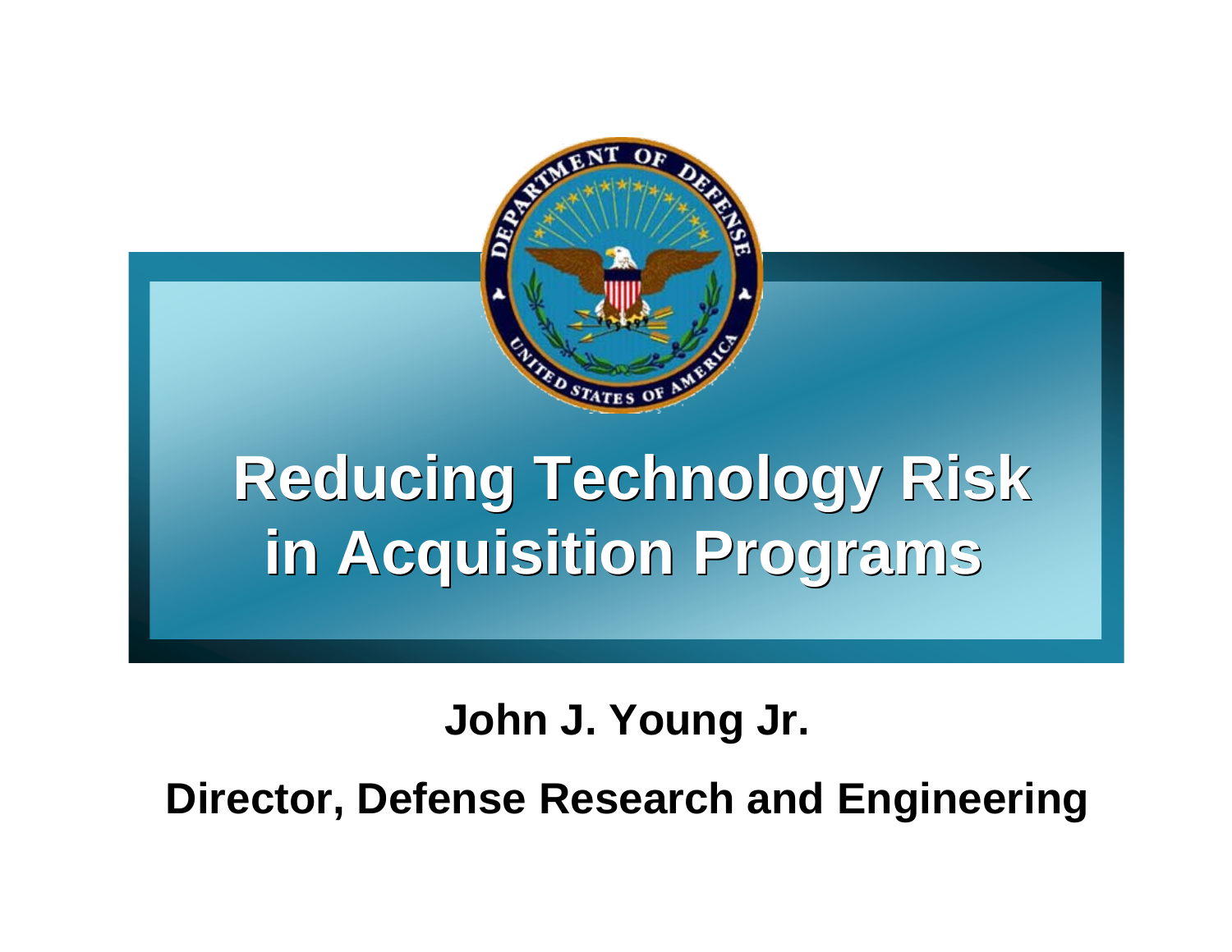# Reducing Technology Risk in Acquisition Programs

**John J. Young Jr.**

**Director, Defense Research and Engineering**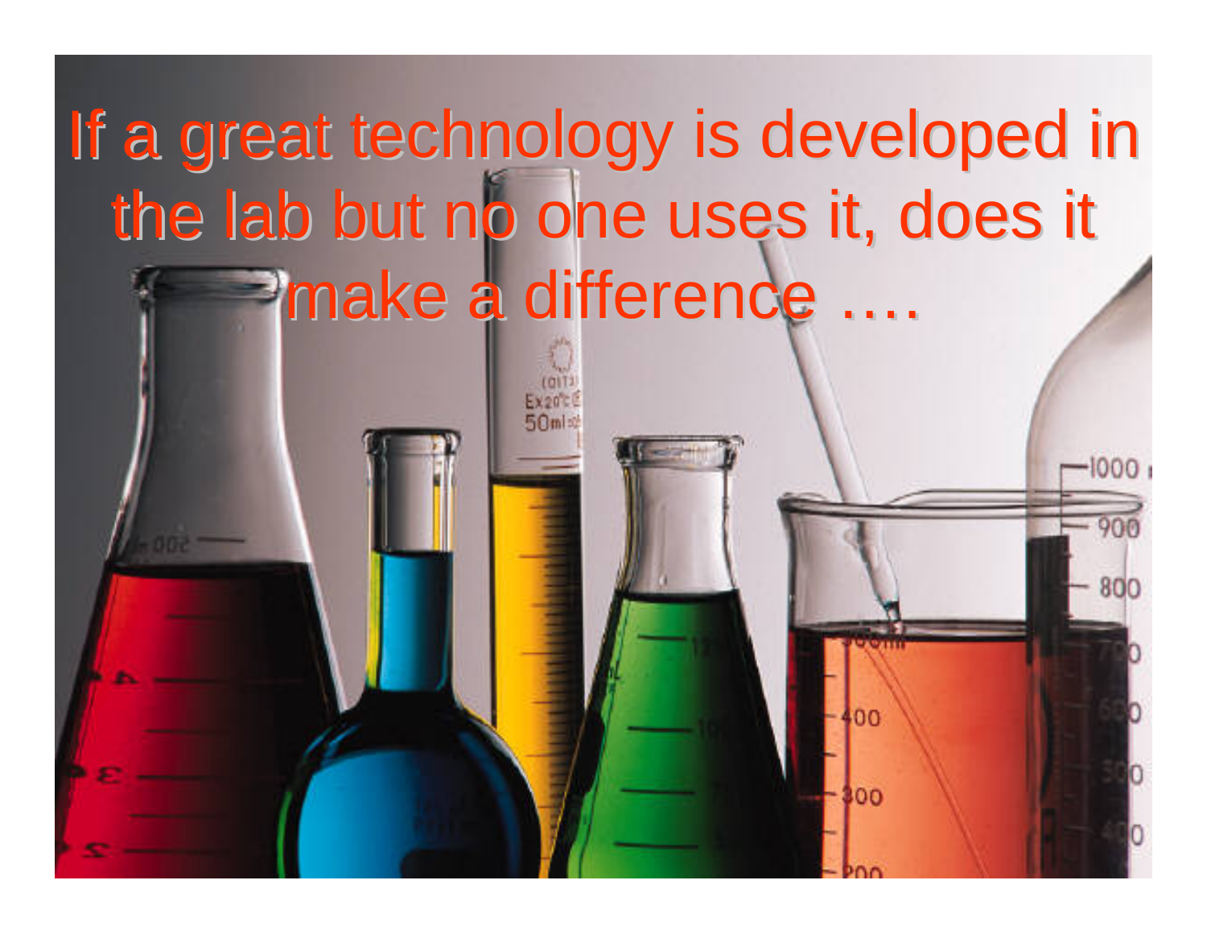If a great technology is developed in the lab but no one uses it, does it make a difference ….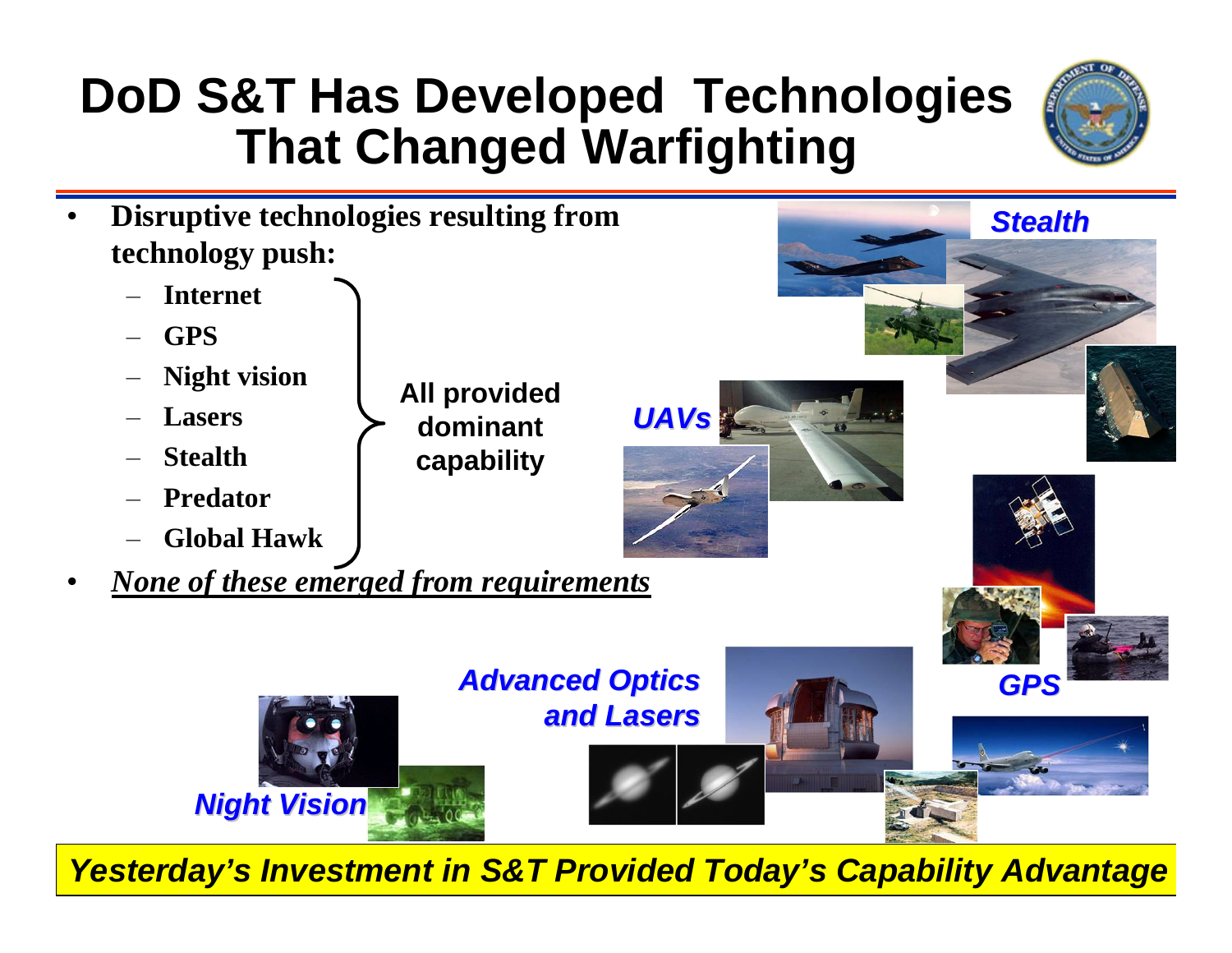# DoD S&T Has Developed Technologies That Changed Warfighting

- **Disruptive technologies resulting from technology push:**
  - **Internet**
  - **GPS**
  - **Night vision**
  - **Lasers**
  - **Stealth**
  - **Predator**
  - **Global Hawk**

**All provided dominant capability**

- ***None of these emerged from requirements***

*Stealth*

*UAVs*

*GPS*

*Advanced Optics and Lasers*

*Night Vision*

***Yesterday's Investment in S&T Provided Today's Capability Advantage***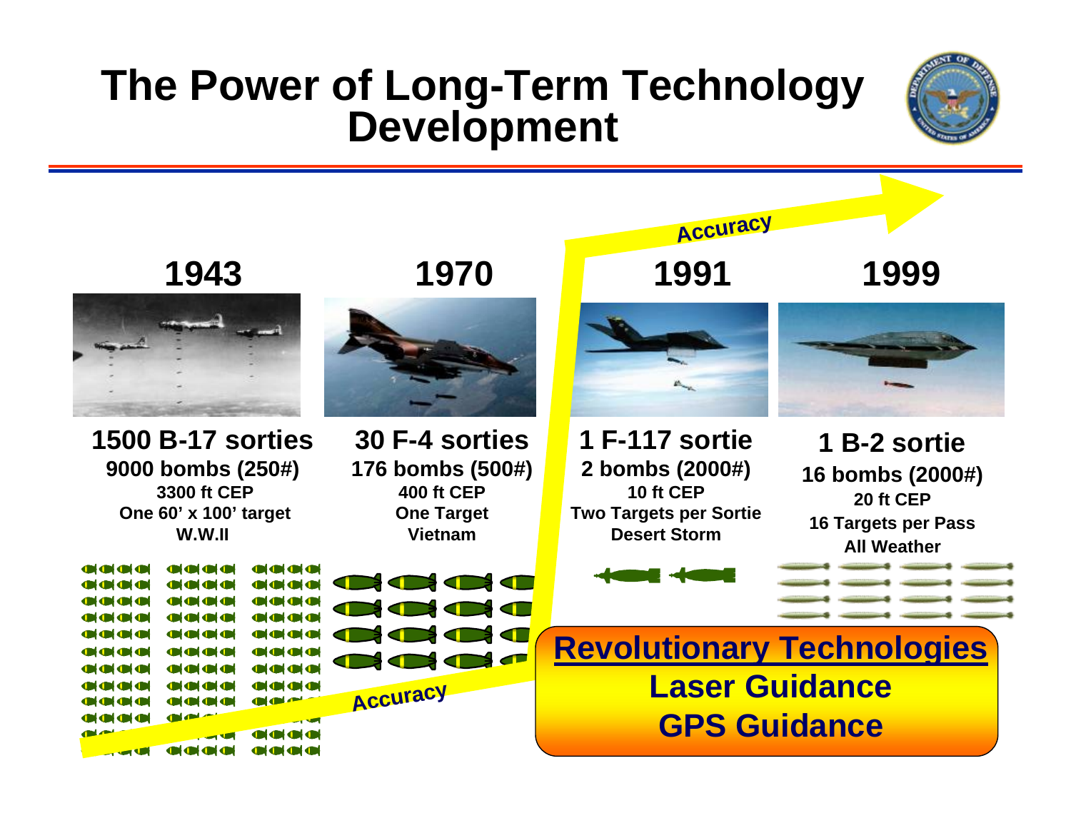# The Power of Long-Term Technology Development

Accuracy

| 1943 | 1970 | 1991 | 1999 |
|---|---|---|---|
| **1500 B-17 sorties** | **30 F-4 sorties** | **1 F-117 sortie** | **1 B-2 sortie** |
| 9000 bombs (250#) | 176 bombs (500#) | 2 bombs (2000#) | 16 bombs (2000#) |
| 3300 ft CEP | 400 ft CEP | 10 ft CEP | 20 ft CEP |
| One 60' x 100' target | One Target | Two Targets per Sortie | 16 Targets per Pass |
| W.W.II | Vietnam | Desert Storm | All Weather |

Accuracy

**Revolutionary Technologies**

**Laser Guidance**

**GPS Guidance**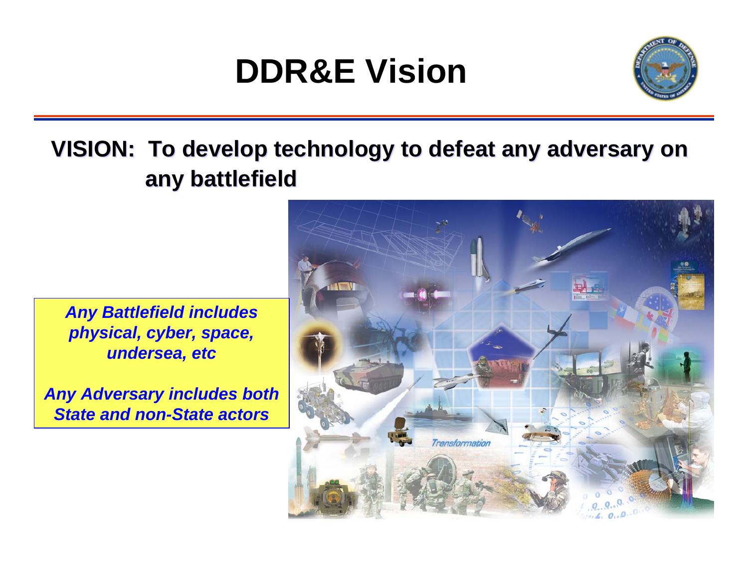# DDR&E Vision

**VISION: To develop technology to defeat any adversary on any battlefield**

*Any Battlefield includes physical, cyber, space, undersea, etc*

*Any Adversary includes both State and non-State actors*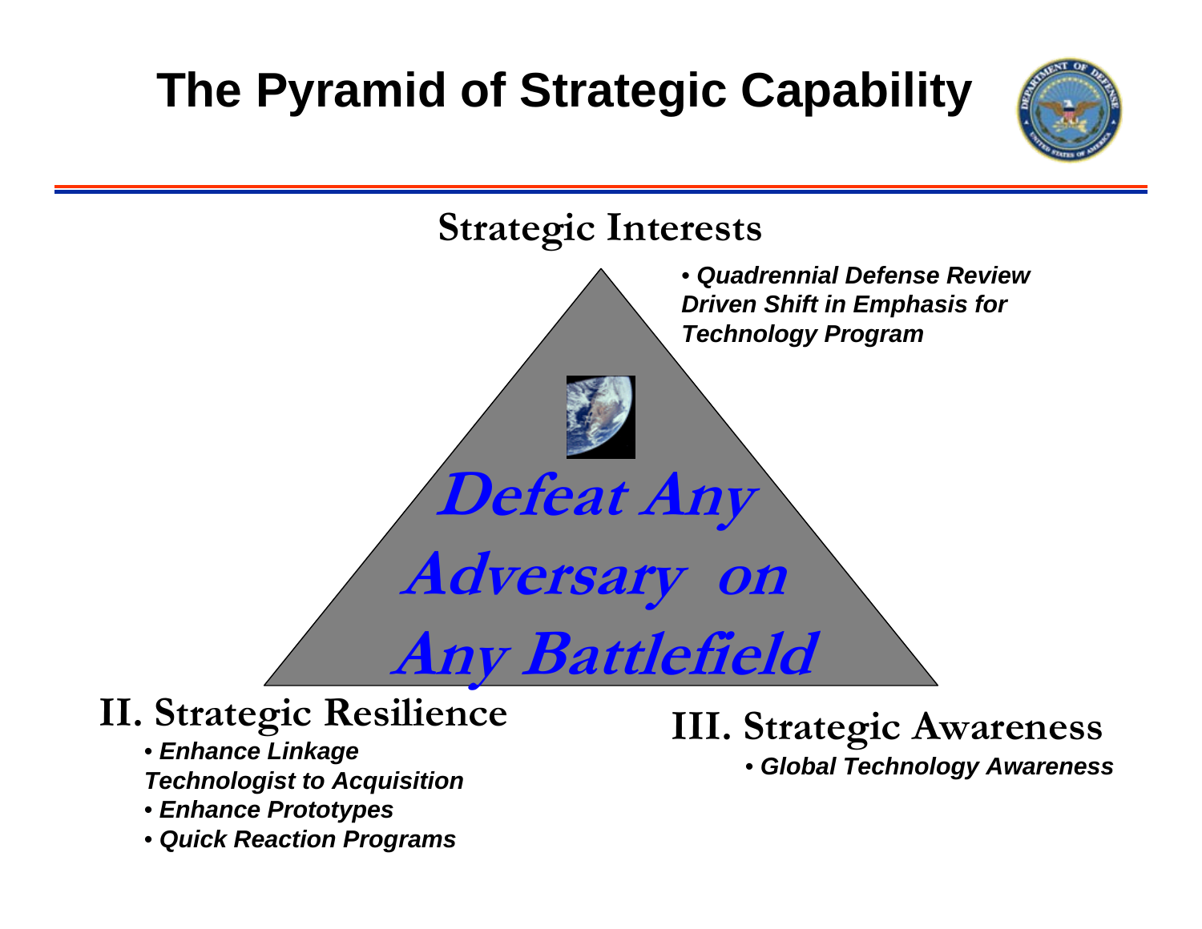# The Pyramid of Strategic Capability

## Strategic Interests

- *Quadrennial Defense Review Driven Shift in Emphasis for Technology Program*

**Defeat Any Adversary on Any Battlefield**

## II. Strategic Resilience

- *Enhance Linkage Technologist to Acquisition*
- *Enhance Prototypes*
- *Quick Reaction Programs*

## III. Strategic Awareness

- *Global Technology Awareness*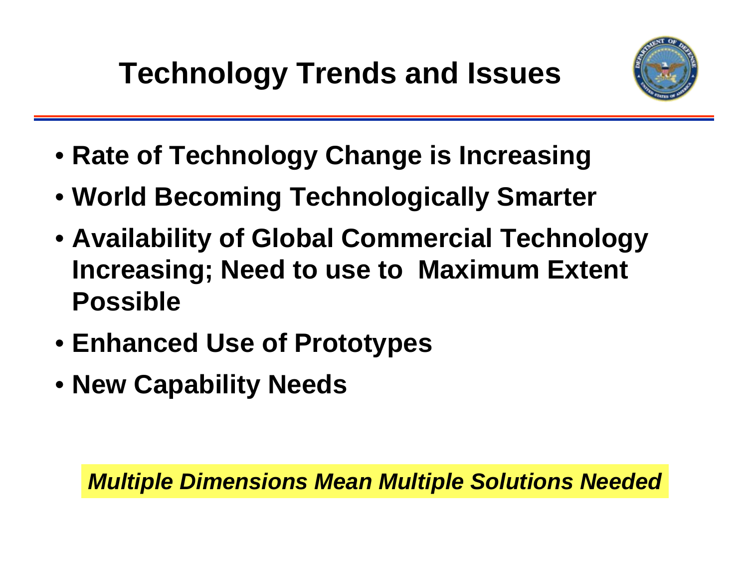# Technology Trends and Issues

- **Rate of Technology Change is Increasing**
- **World Becoming Technologically Smarter**
- **Availability of Global Commercial Technology Increasing; Need to use to Maximum Extent Possible**
- **Enhanced Use of Prototypes**
- **New Capability Needs**

***Multiple Dimensions Mean Multiple Solutions Needed***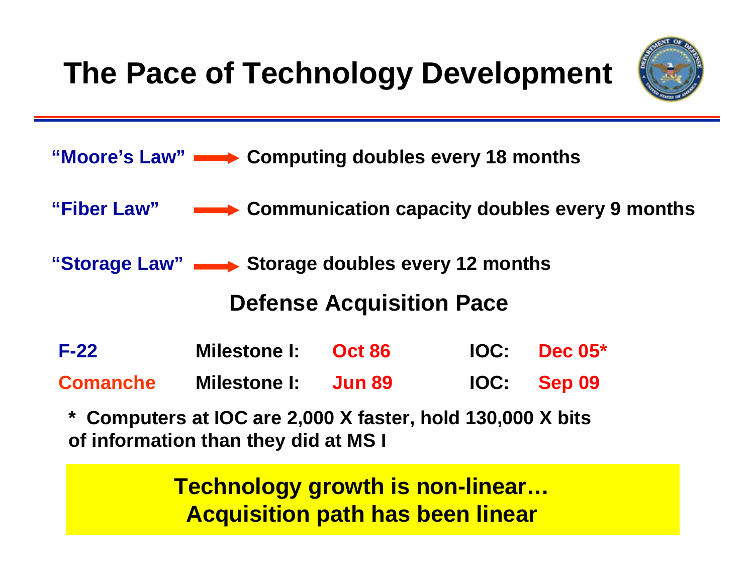# The Pace of Technology Development

**"Moore's Law"** → **Computing doubles every 18 months**

**"Fiber Law"** → **Communication capacity doubles every 9 months**

**"Storage Law"** → **Storage doubles every 12 months**

## Defense Acquisition Pace

| | | | | |
|---|---|---|---|---|
| **F-22** | **Milestone I:** | **Oct 86** | **IOC:** | **Dec 05*** |
| **Comanche** | **Milestone I:** | **Jun 89** | **IOC:** | **Sep 09** |

**\* Computers at IOC are 2,000 X faster, hold 130,000 X bits of information than they did at MS I**

**Technology growth is non-linear…**
**Acquisition path has been linear**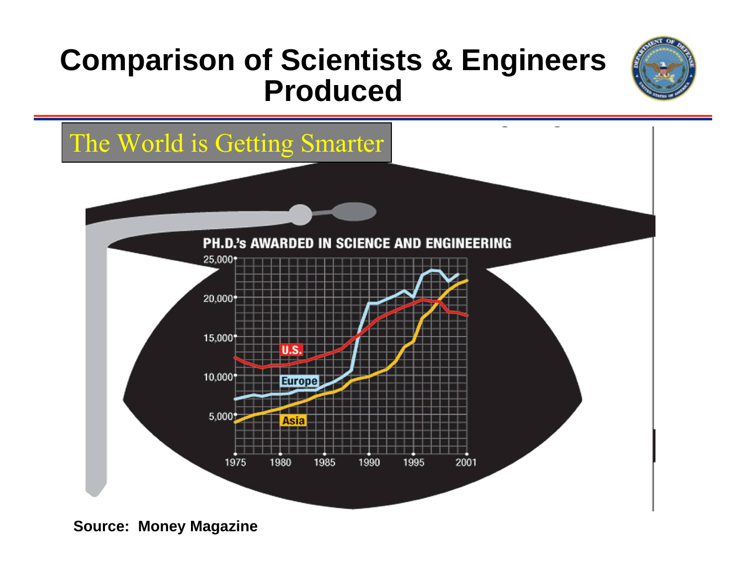# Comparison of Scientists & Engineers Produced

The World is Getting Smarter

**PH.D.'s AWARDED IN SCIENCE AND ENGINEERING**

25,000
20,000
15,000
10,000
5,000

1975 1980 1985 1990 1995 2001

U.S.
Europe
Asia

**Source: Money Magazine**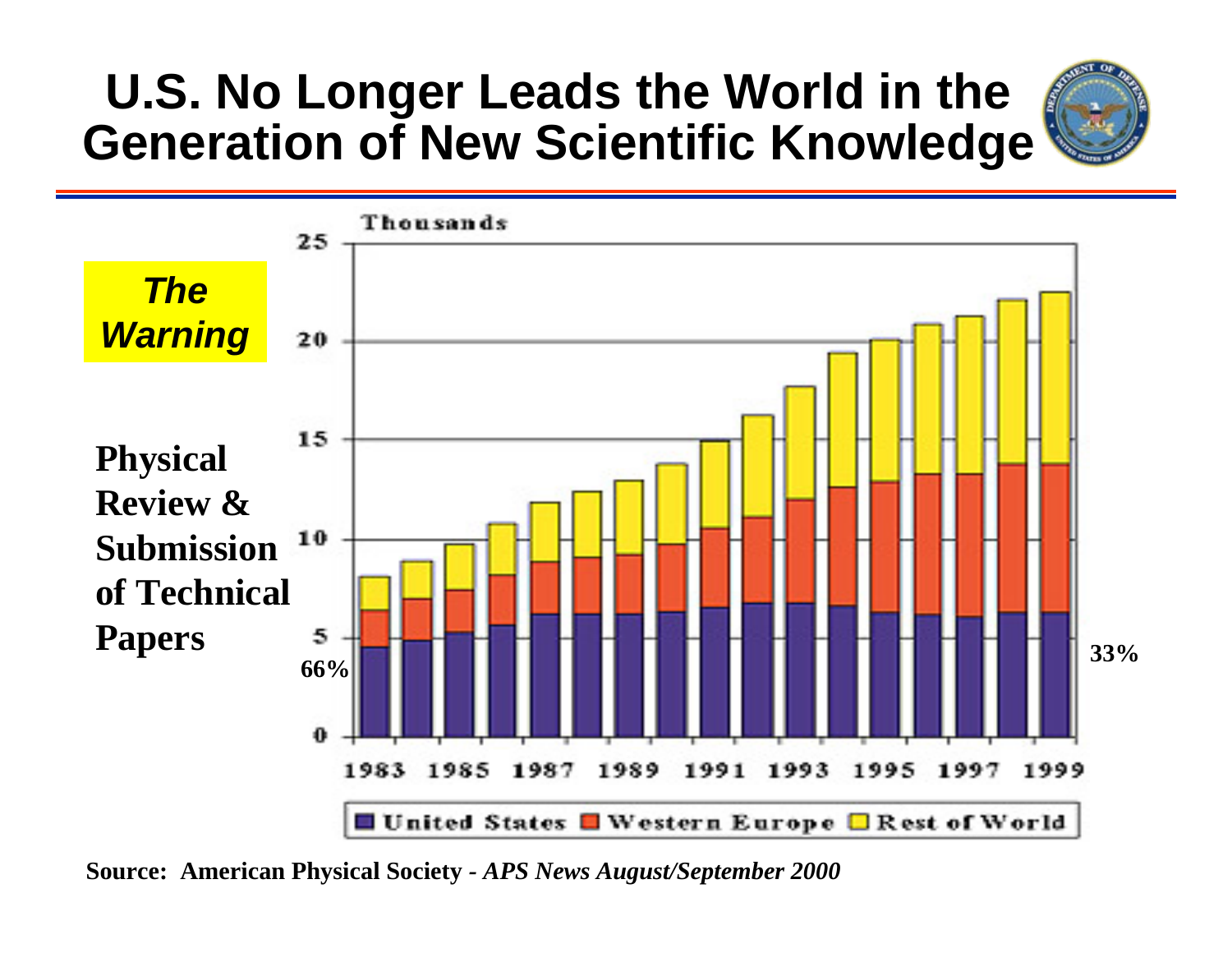# U.S. No Longer Leads the World in the Generation of New Scientific Knowledge

***The Warning***

**Physical Review & Submission of Technical Papers**

Thousands

25

20

15

10

5

0

66%

33%

1983 1985 1987 1989 1991 1993 1995 1997 1999

United States | Western Europe | Rest of World

**Source: American Physical Society -** ***APS News August/September 2000***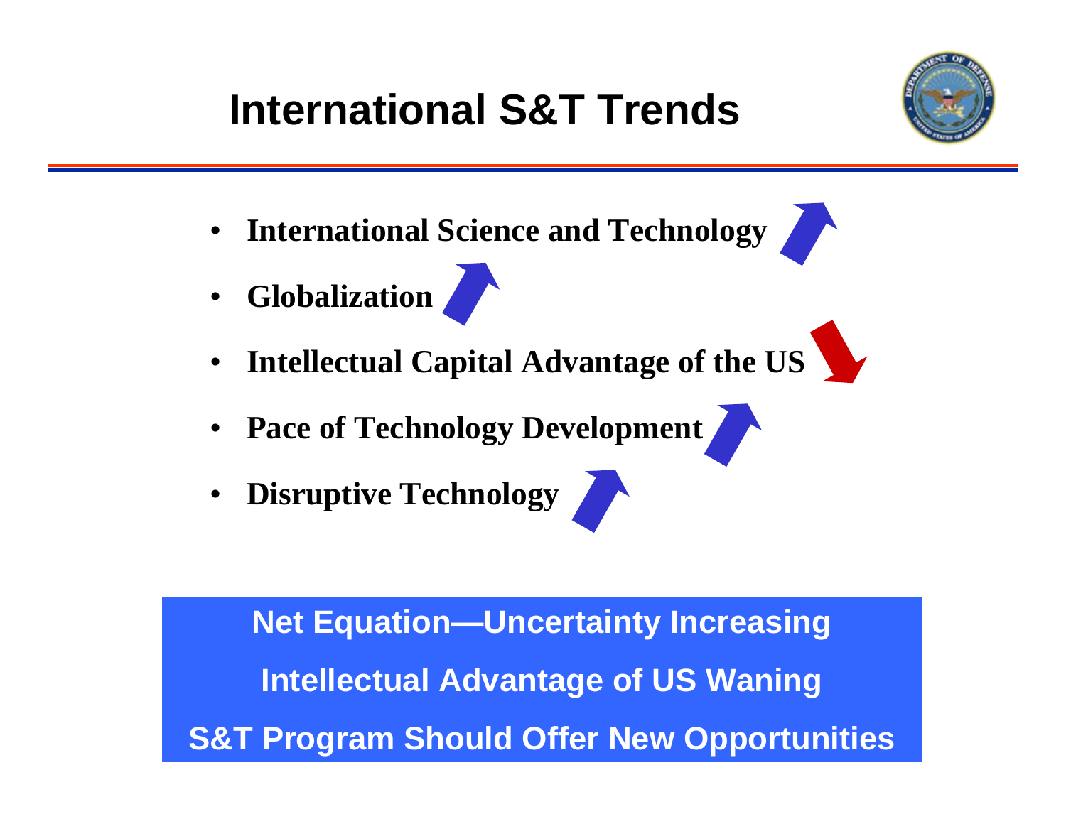# International S&T Trends

- **International Science and Technology** ↑
- **Globalization** ↑
- **Intellectual Capital Advantage of the US** ↓
- **Pace of Technology Development** ↑
- **Disruptive Technology** ↑

**Net Equation—Uncertainty Increasing**

**Intellectual Advantage of US Waning**

**S&T Program Should Offer New Opportunities**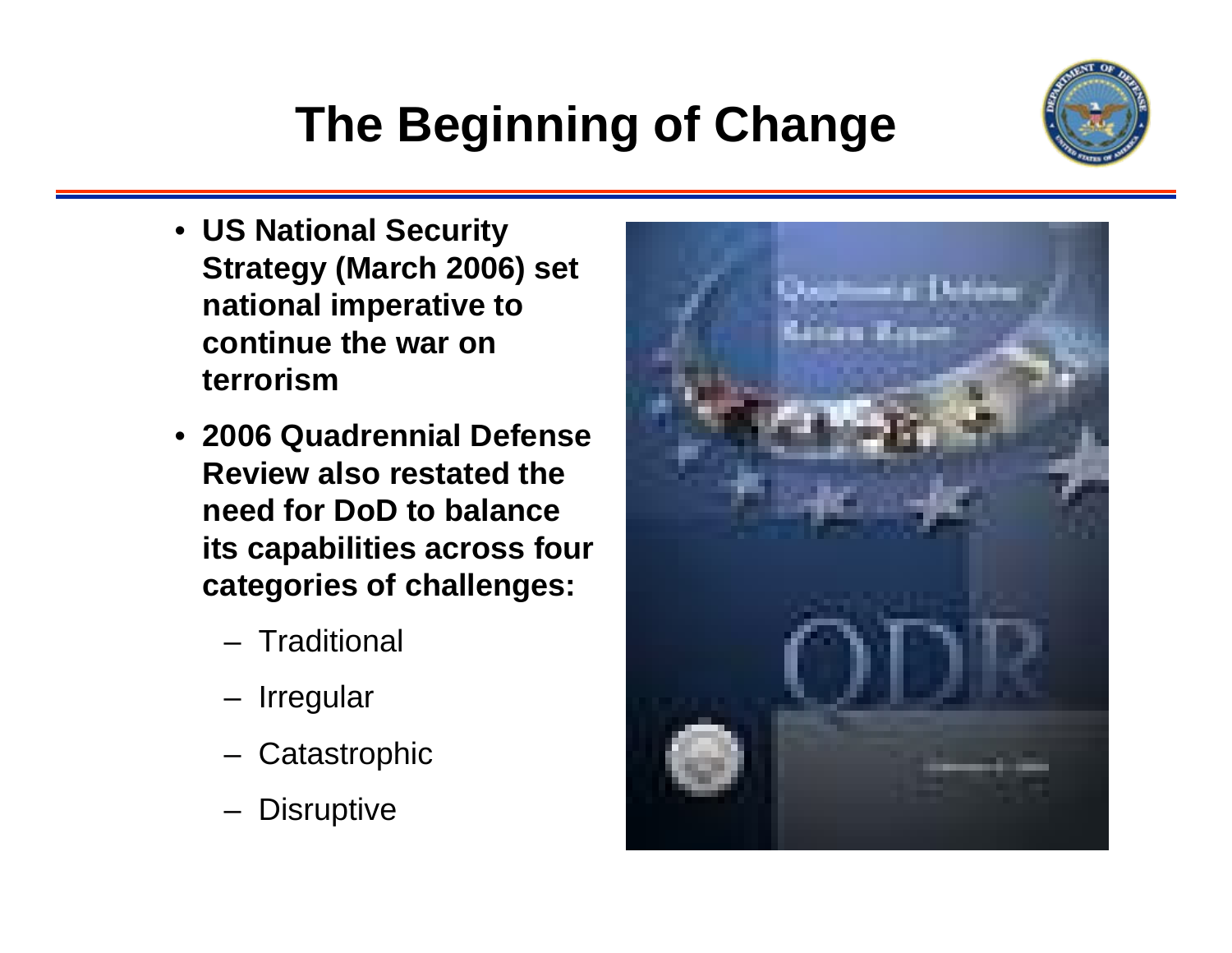# The Beginning of Change

- **US National Security Strategy (March 2006) set national imperative to continue the war on terrorism**
- **2006 Quadrennial Defense Review also restated the need for DoD to balance its capabilities across four categories of challenges:**
  - Traditional
  - Irregular
  - Catastrophic
  - Disruptive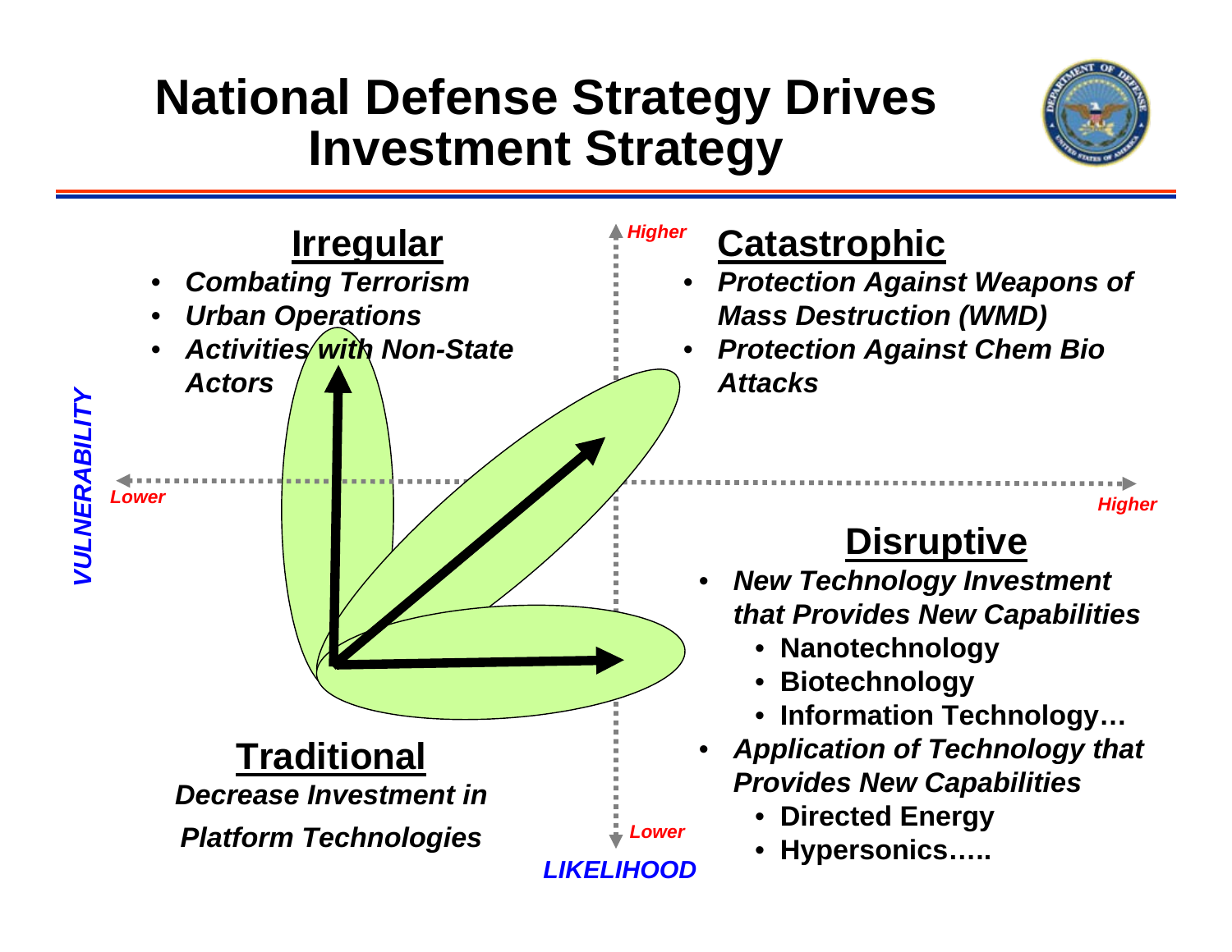# National Defense Strategy Drives Investment Strategy

## Irregular

- *Combating Terrorism*
- *Urban Operations*
- *Activities with Non-State Actors*

## Catastrophic

- *Protection Against Weapons of Mass Destruction (WMD)*
- *Protection Against Chem Bio Attacks*

## Disruptive

- *New Technology Investment that Provides New Capabilities*
  - Nanotechnology
  - Biotechnology
  - Information Technology…
- *Application of Technology that Provides New Capabilities*
  - Directed Energy
  - Hypersonics…..

## Traditional

*Decrease Investment in Platform Technologies*

VULNERABILITY (Lower – Higher)

LIKELIHOOD (Lower – Higher)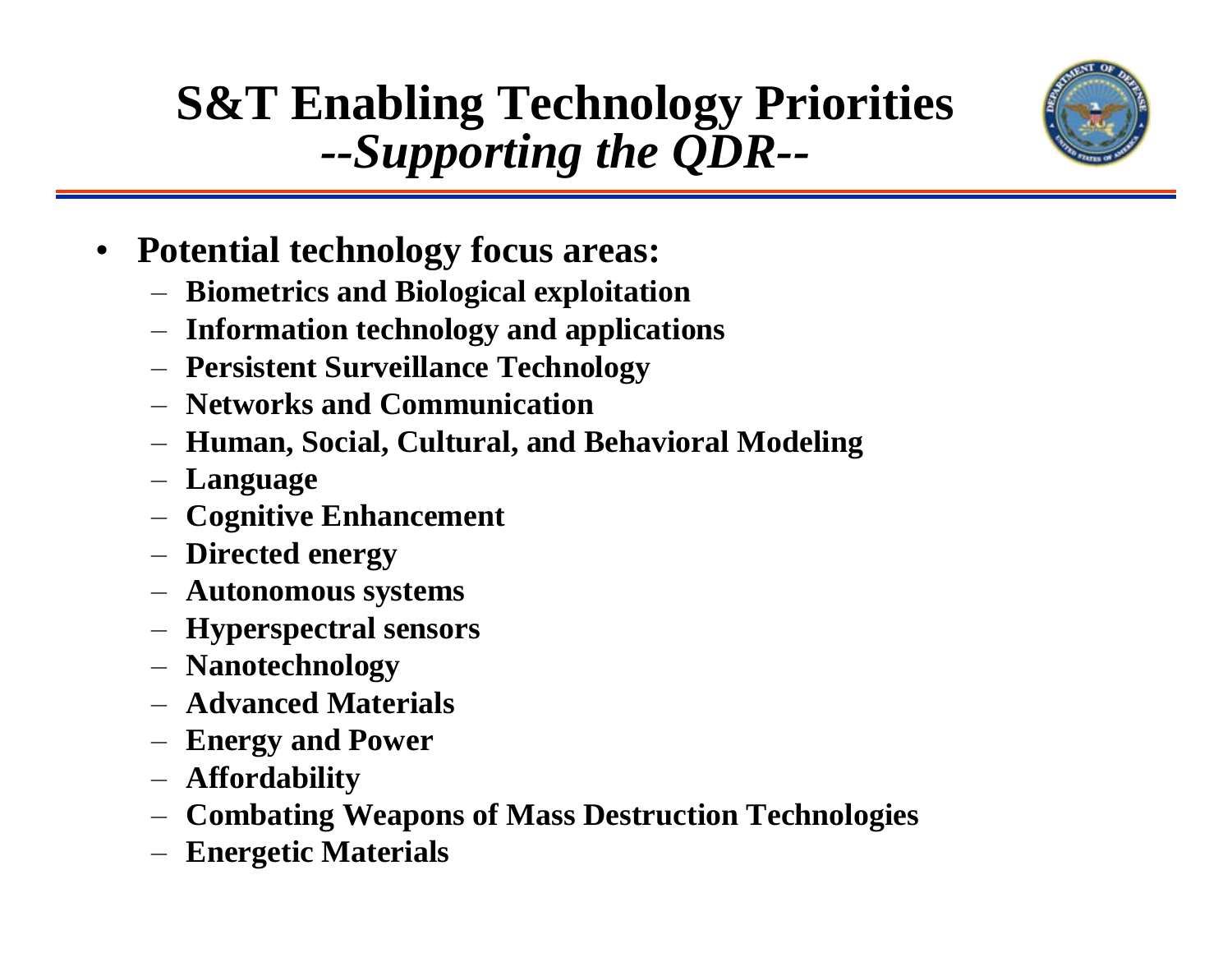# S&T Enabling Technology Priorities
## *--Supporting the QDR--*

- **Potential technology focus areas:**
  - **Biometrics and Biological exploitation**
  - **Information technology and applications**
  - **Persistent Surveillance Technology**
  - **Networks and Communication**
  - **Human, Social, Cultural, and Behavioral Modeling**
  - **Language**
  - **Cognitive Enhancement**
  - **Directed energy**
  - **Autonomous systems**
  - **Hyperspectral sensors**
  - **Nanotechnology**
  - **Advanced Materials**
  - **Energy and Power**
  - **Affordability**
  - **Combating Weapons of Mass Destruction Technologies**
  - **Energetic Materials**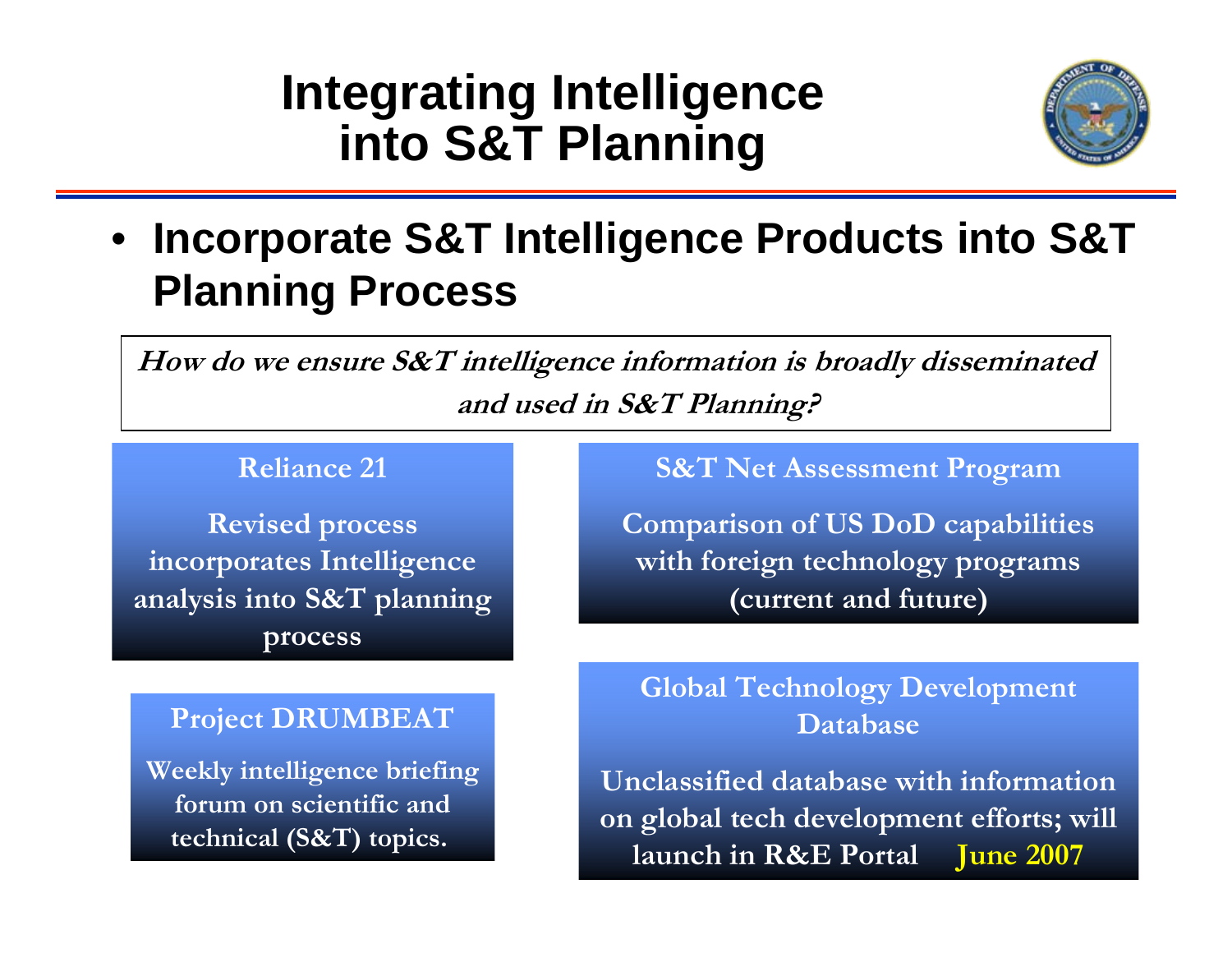# Integrating Intelligence into S&T Planning

- **Incorporate S&T Intelligence Products into S&T Planning Process**

***How do we ensure S&T intelligence information is broadly disseminated and used in S&T Planning?***

**Reliance 21**

**Revised process incorporates Intelligence analysis into S&T planning process**

**S&T Net Assessment Program**

**Comparison of US DoD capabilities with foreign technology programs (current and future)**

**Project DRUMBEAT**

**Weekly intelligence briefing forum on scientific and technical (S&T) topics.**

**Global Technology Development Database**

**Unclassified database with information on global tech development efforts; will launch in R&E Portal June 2007**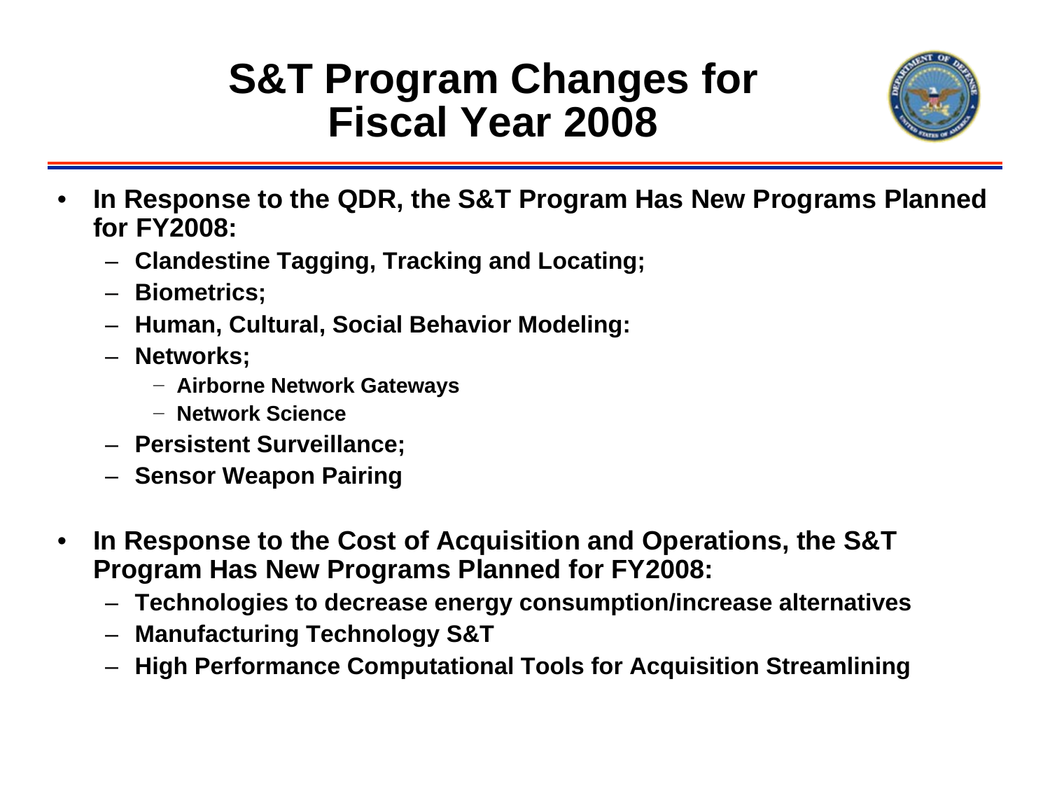# S&T Program Changes for Fiscal Year 2008

- **In Response to the QDR, the S&T Program Has New Programs Planned for FY2008:**
  - **Clandestine Tagging, Tracking and Locating;**
  - **Biometrics;**
  - **Human, Cultural, Social Behavior Modeling:**
  - **Networks;**
    - **Airborne Network Gateways**
    - **Network Science**
  - **Persistent Surveillance;**
  - **Sensor Weapon Pairing**
- **In Response to the Cost of Acquisition and Operations, the S&T Program Has New Programs Planned for FY2008:**
  - **Technologies to decrease energy consumption/increase alternatives**
  - **Manufacturing Technology S&T**
  - **High Performance Computational Tools for Acquisition Streamlining**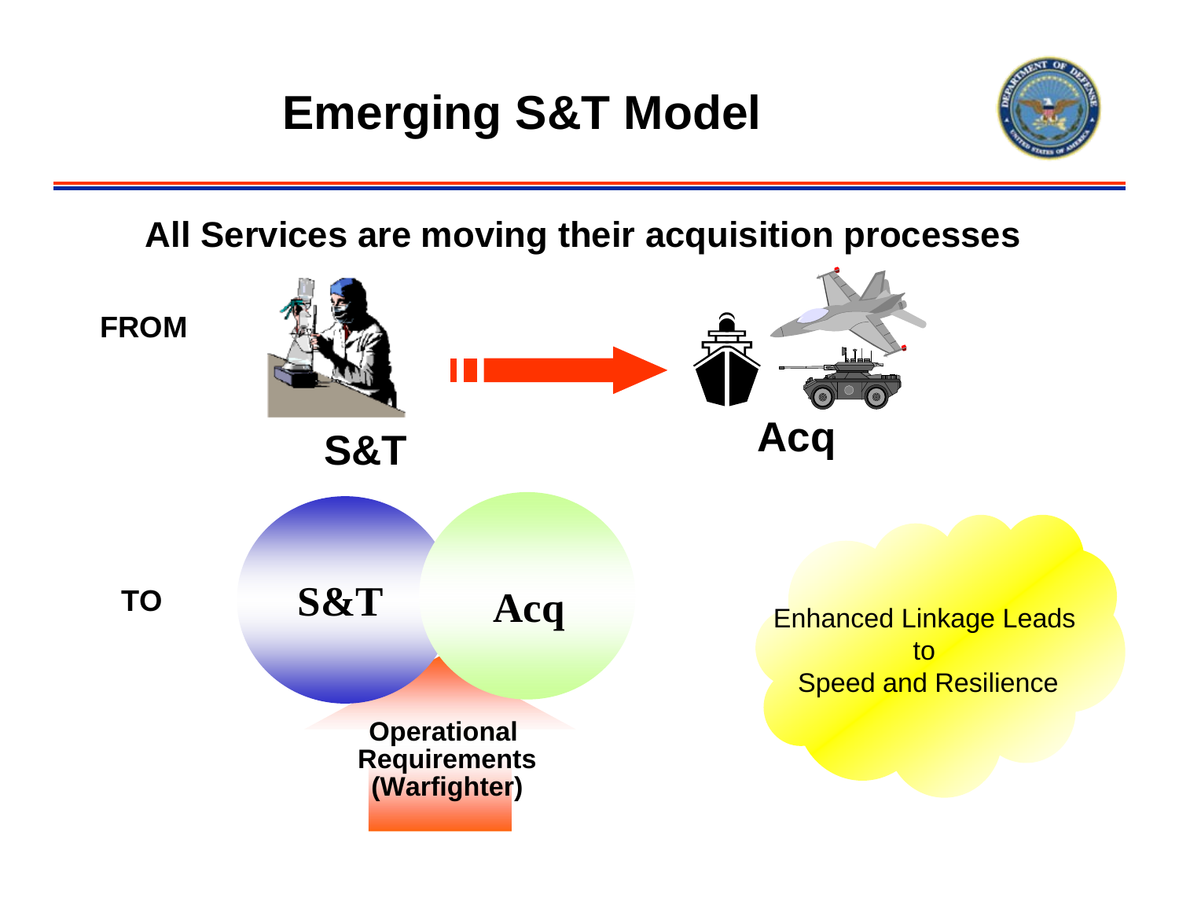# Emerging S&T Model

**All Services are moving their acquisition processes**

**FROM**

**S&T** → **Acq**

**TO**

**S&T** **Acq**

**Operational Requirements (Warfighter)**

Enhanced Linkage Leads to Speed and Resilience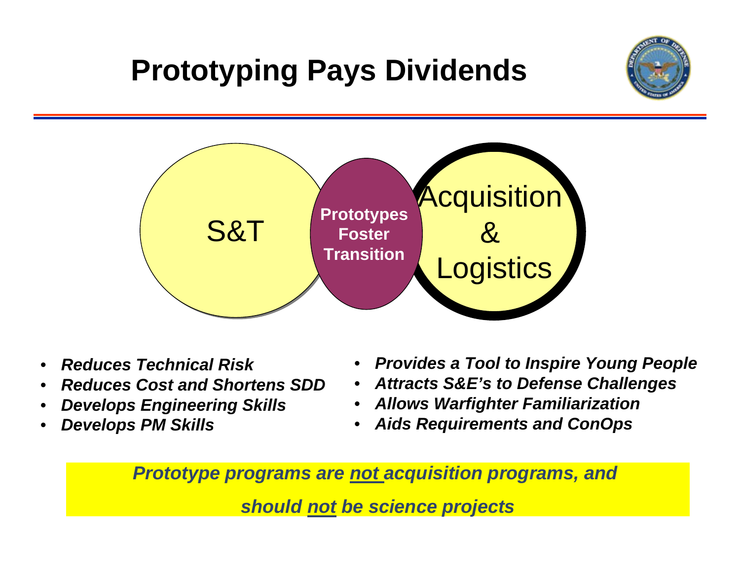# Prototyping Pays Dividends

S&T

**Prototypes Foster Transition**

Acquisition & Logistics

- ***Reduces Technical Risk***
- ***Reduces Cost and Shortens SDD***
- ***Develops Engineering Skills***
- ***Develops PM Skills***
- ***Provides a Tool to Inspire Young People***
- ***Attracts S&E's to Defense Challenges***
- ***Allows Warfighter Familiarization***
- ***Aids Requirements and ConOps***

***Prototype programs are <u>not</u> acquisition programs, and should <u>not</u> be science projects***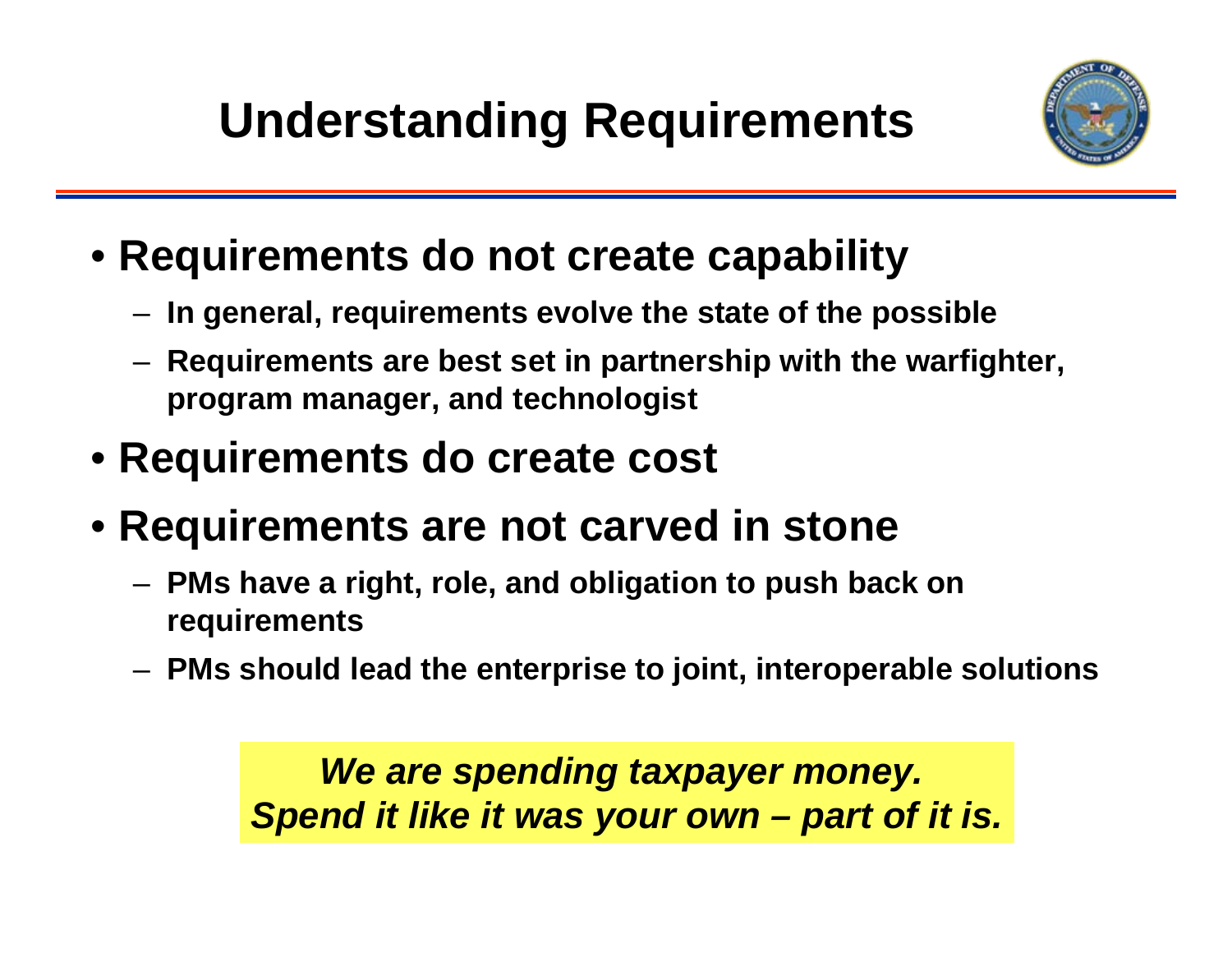# Understanding Requirements

- **Requirements do not create capability**
  - **In general, requirements evolve the state of the possible**
  - **Requirements are best set in partnership with the warfighter, program manager, and technologist**
- **Requirements do create cost**
- **Requirements are not carved in stone**
  - **PMs have a right, role, and obligation to push back on requirements**
  - **PMs should lead the enterprise to joint, interoperable solutions**

***We are spending taxpayer money. Spend it like it was your own – part of it is.***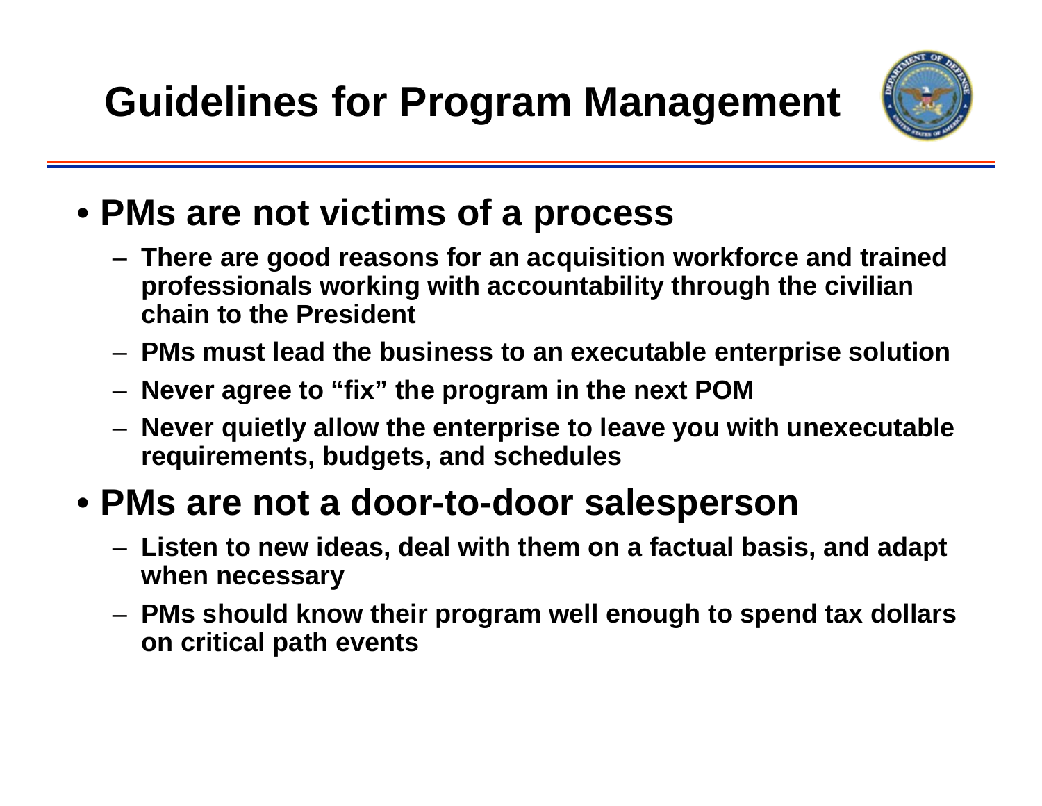# Guidelines for Program Management

- **PMs are not victims of a process**
  - **There are good reasons for an acquisition workforce and trained professionals working with accountability through the civilian chain to the President**
  - **PMs must lead the business to an executable enterprise solution**
  - **Never agree to "fix" the program in the next POM**
  - **Never quietly allow the enterprise to leave you with unexecutable requirements, budgets, and schedules**
- **PMs are not a door-to-door salesperson**
  - **Listen to new ideas, deal with them on a factual basis, and adapt when necessary**
  - **PMs should know their program well enough to spend tax dollars on critical path events**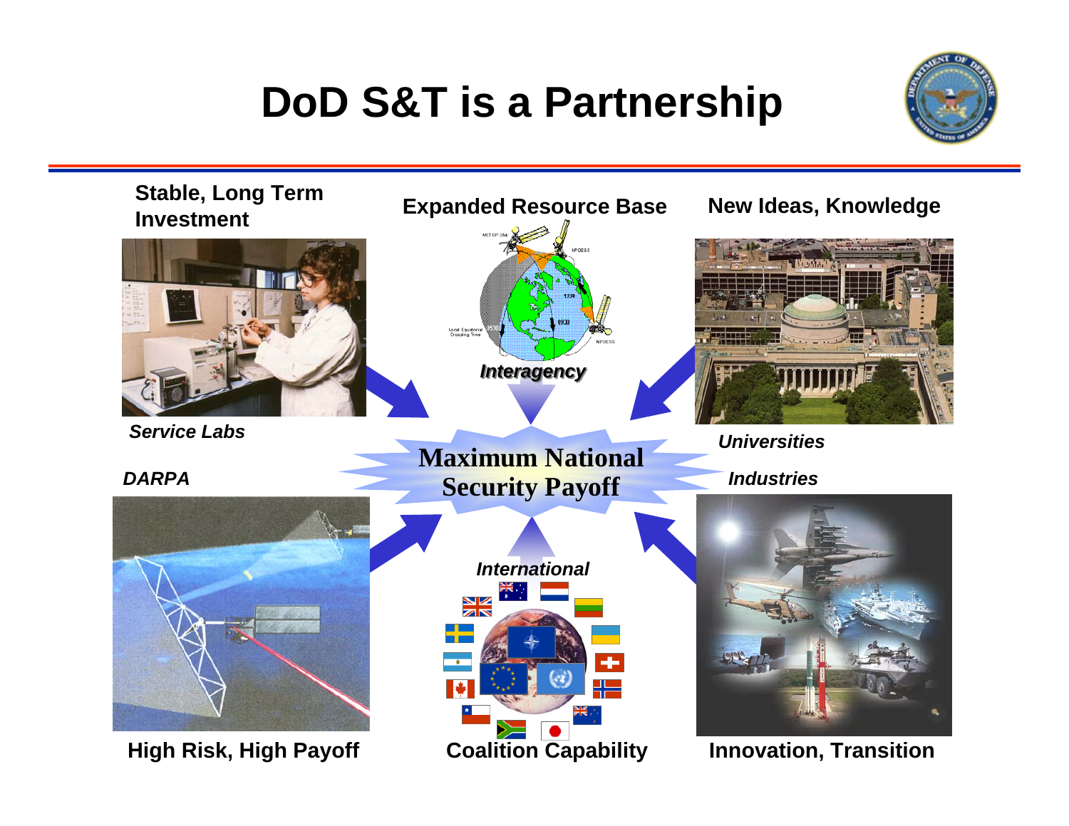# DoD S&T is a Partnership

**Stable, Long Term Investment**

*Service Labs*

**Expanded Resource Base**

*Interagency*

**New Ideas, Knowledge**

*Universities*

**Maximum National Security Payoff**

*DARPA*

**High Risk, High Payoff**

*International*

**Coalition Capability**

*Industries*

**Innovation, Transition**